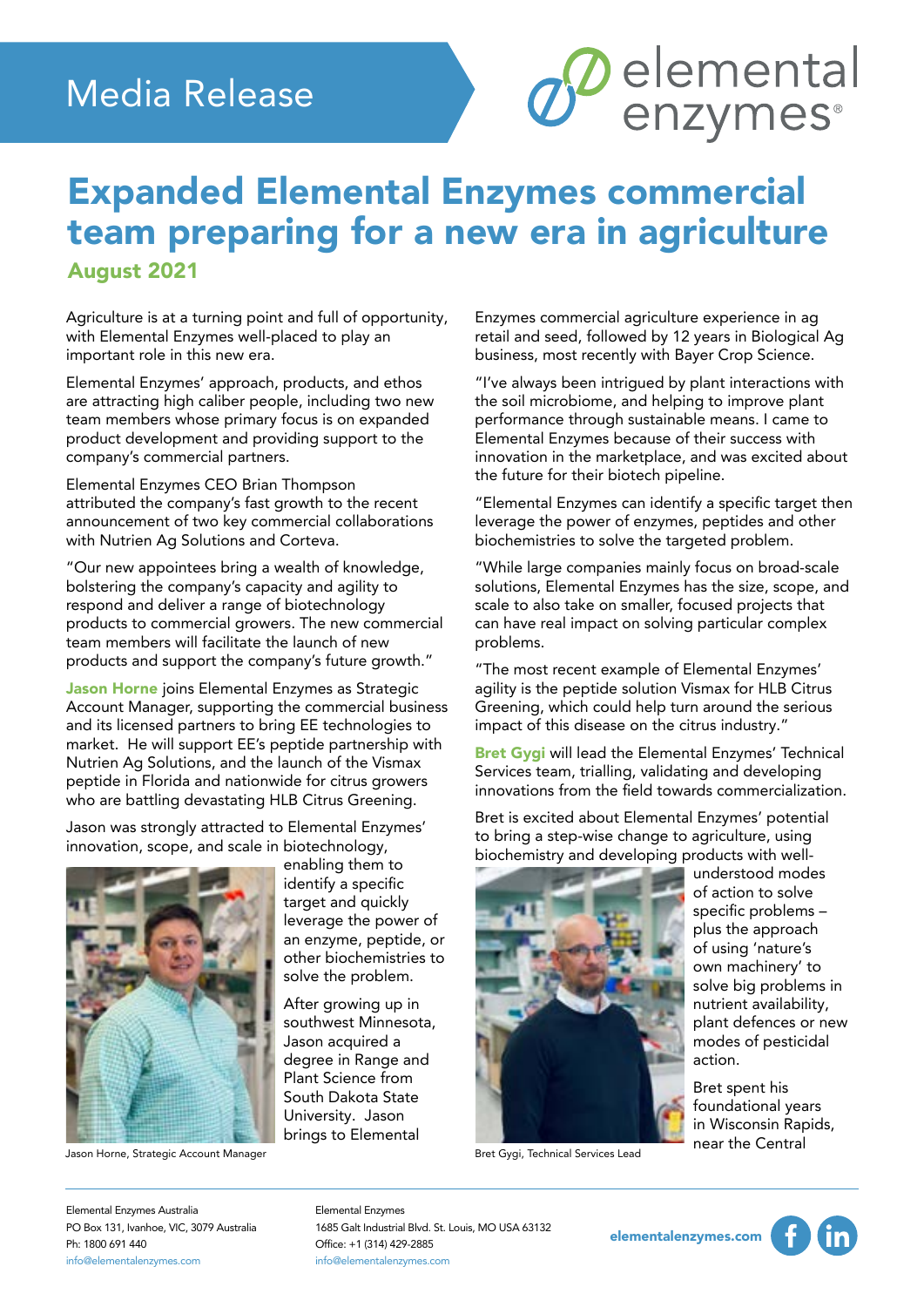Media Release

# Expanded Elemental Enzymes commercial team preparing for a new era in agriculture

## August 2021

Agriculture is at a turning point and full of opportunity, with Elemental Enzymes well-placed to play an important role in this new era.

Elemental Enzymes' approach, products, and ethos are attracting high caliber people, including two new team members whose primary focus is on expanded product development and providing support to the company's commercial partners.

Elemental Enzymes CEO Brian Thompson attributed the company's fast growth to the recent announcement of two key commercial collaborations with Nutrien Ag Solutions and Corteva.

"Our new appointees bring a wealth of knowledge, bolstering the company's capacity and agility to respond and deliver a range of biotechnology products to commercial growers. The new commercial team members will facilitate the launch of new products and support the company's future growth."

**Jason Horne** joins Elemental Enzymes as Strategic Account Manager, supporting the commercial business and its licensed partners to bring EE technologies to market. He will support EE's peptide partnership with Nutrien Ag Solutions, and the launch of the Vismax peptide in Florida and nationwide for citrus growers who are battling devastating HLB Citrus Greening.

Jason was strongly attracted to Elemental Enzymes' innovation, scope, and scale in biotechnology, enabling them to identify a specific target and quickly leverage the power of an enzyme, peptide, or other biochemistries to solve the problem.

Jason Horne, Strategic Account Manager

After growing up in southwest Minnesota, Jason acquired a degree in Range and Plant Science from South Dakota State University. Jason brings to Elemental Enzymes commercial agriculture experience in ag retail and seed, followed by 12 years in Biological Ag business, most recently with Bayer Crop Science.

"I've always been intrigued by plant interactions with the soil microbiome, and helping to improve plant performance through sustainable means. I came to Elemental Enzymes because of their success with innovation in the marketplace, and was excited about the future for their biotech pipeline.

"Elemental Enzymes can identify a specific target then leverage the power of enzymes, peptides and other biochemistries to solve the targeted problem.

"While large companies mainly focus on broad-scale solutions, Elemental Enzymes has the size, scope, and scale to also take on smaller, focused projects that can have real impact on solving particular complex problems.

"The most recent example of Elemental Enzymes' agility is the peptide solution Vismax for HLB Citrus Greening, which could help turn around the serious impact of this disease on the citrus industry."

**Bret Gygi** will lead the Elemental Enzymes' Technical Services team, trialling, validating and developing innovations from the field towards commercialization.

Bret is excited about Elemental Enzymes' potential to bring a step-wise change to agriculture, using biochemistry and developing products with well-understood modes of action to solve specific problems – plus the approach of using 'nature's own machinery' to solve big problems in nutrient availability, plant defences or new modes of pesticidal action.

Bret Gygi, Technical Services Lead

Bret spent his foundational years in Wisconsin Rapids, near the Central

Elemental Enzymes Australia
PO Box 131, Ivanhoe, VIC, 3079 Australia
Ph: 1800 691 440
info@elementalenzymes.com

Elemental Enzymes
1685 Galt Industrial Blvd. St. Louis, MO USA 63132
Office: +1 (314) 429-2885
info@elementalenzymes.com

elementalenzymes.com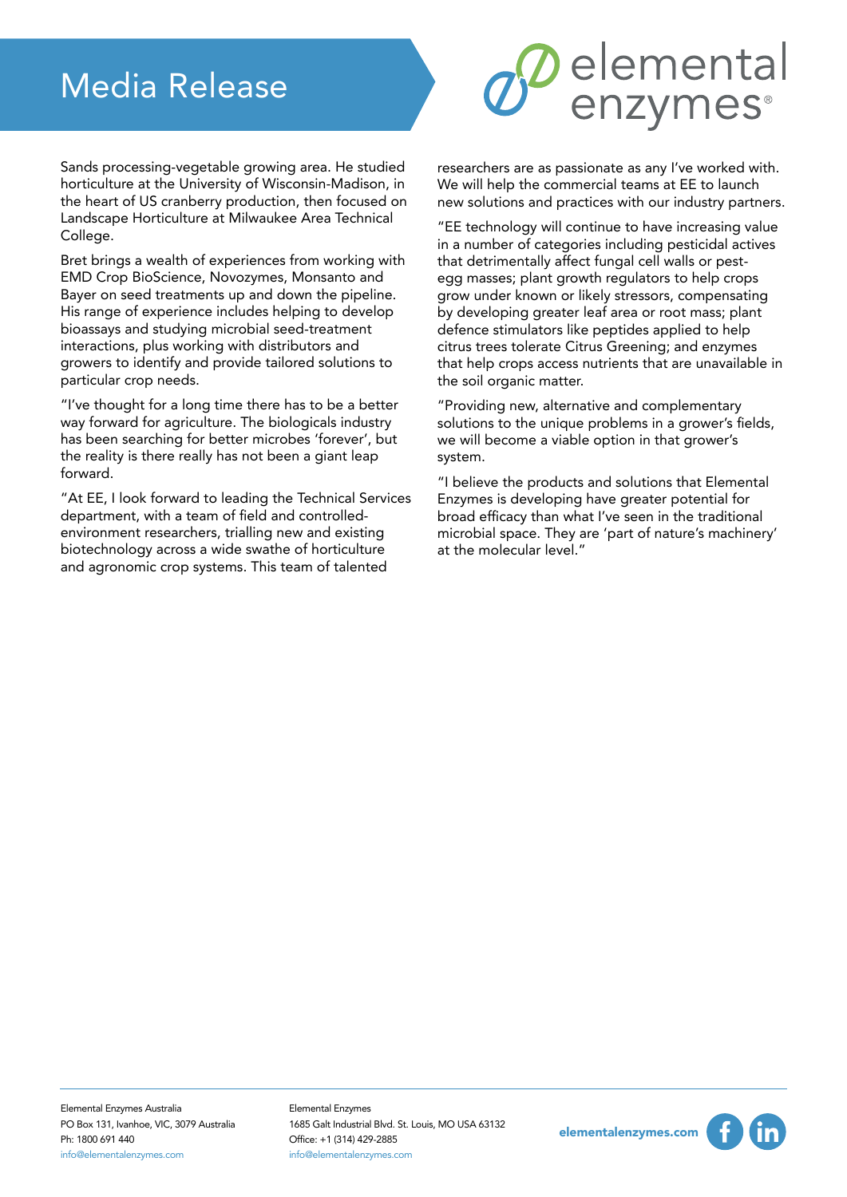Sands processing-vegetable growing area. He studied horticulture at the University of Wisconsin-Madison, in the heart of US cranberry production, then focused on Landscape Horticulture at Milwaukee Area Technical College.

Bret brings a wealth of experiences from working with EMD Crop BioScience, Novozymes, Monsanto and Bayer on seed treatments up and down the pipeline. His range of experience includes helping to develop bioassays and studying microbial seed-treatment interactions, plus working with distributors and growers to identify and provide tailored solutions to particular crop needs.

"I've thought for a long time there has to be a better way forward for agriculture. The biologicals industry has been searching for better microbes 'forever', but the reality is there really has not been a giant leap forward.

"At EE, I look forward to leading the Technical Services department, with a team of field and controlled-environment researchers, trialling new and existing biotechnology across a wide swathe of horticulture and agronomic crop systems. This team of talented researchers are as passionate as any I've worked with. We will help the commercial teams at EE to launch new solutions and practices with our industry partners.

"EE technology will continue to have increasing value in a number of categories including pesticidal actives that detrimentally affect fungal cell walls or pest-egg masses; plant growth regulators to help crops grow under known or likely stressors, compensating by developing greater leaf area or root mass; plant defence stimulators like peptides applied to help citrus trees tolerate Citrus Greening; and enzymes that help crops access nutrients that are unavailable in the soil organic matter.

"Providing new, alternative and complementary solutions to the unique problems in a grower's fields, we will become a viable option in that grower's system.

"I believe the products and solutions that Elemental Enzymes is developing have greater potential for broad efficacy than what I've seen in the traditional microbial space. They are 'part of nature's machinery' at the molecular level."

Elemental Enzymes Australia
PO Box 131, Ivanhoe, VIC, 3079 Australia
Ph: 1800 691 440
info@elementalenzymes.com

Elemental Enzymes
1685 Galt Industrial Blvd. St. Louis, MO USA 63132
Office: +1 (314) 429-2885
info@elementalenzymes.com

elementalenzymes.com